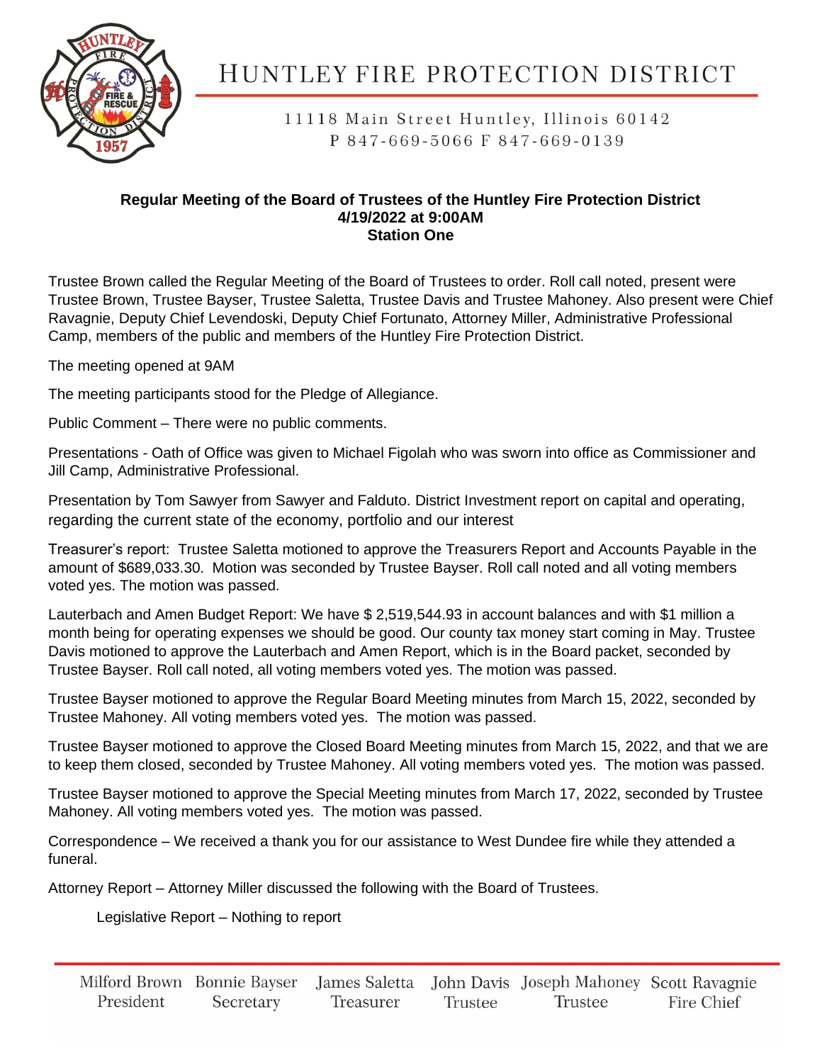# HUNTLEY FIRE PROTECTION DISTRICT

11118 Main Street Huntley, Illinois 60142
P 847-669-5066 F 847-669-0139

**Regular Meeting of the Board of Trustees of the Huntley Fire Protection District**
**4/19/2022 at 9:00AM**
**Station One**

Trustee Brown called the Regular Meeting of the Board of Trustees to order. Roll call noted, present were Trustee Brown, Trustee Bayser, Trustee Saletta, Trustee Davis and Trustee Mahoney. Also present were Chief Ravagnie, Deputy Chief Levendoski, Deputy Chief Fortunato, Attorney Miller, Administrative Professional Camp, members of the public and members of the Huntley Fire Protection District.

The meeting opened at 9AM

The meeting participants stood for the Pledge of Allegiance.

Public Comment – There were no public comments.

Presentations - Oath of Office was given to Michael Figolah who was sworn into office as Commissioner and Jill Camp, Administrative Professional.

Presentation by Tom Sawyer from Sawyer and Falduto. District Investment report on capital and operating, regarding the current state of the economy, portfolio and our interest

Treasurer's report: Trustee Saletta motioned to approve the Treasurers Report and Accounts Payable in the amount of $689,033.30. Motion was seconded by Trustee Bayser. Roll call noted and all voting members voted yes. The motion was passed.

Lauterbach and Amen Budget Report: We have $ 2,519,544.93 in account balances and with $1 million a month being for operating expenses we should be good. Our county tax money start coming in May. Trustee Davis motioned to approve the Lauterbach and Amen Report, which is in the Board packet, seconded by Trustee Bayser. Roll call noted, all voting members voted yes. The motion was passed.

Trustee Bayser motioned to approve the Regular Board Meeting minutes from March 15, 2022, seconded by Trustee Mahoney. All voting members voted yes. The motion was passed.

Trustee Bayser motioned to approve the Closed Board Meeting minutes from March 15, 2022, and that we are to keep them closed, seconded by Trustee Mahoney. All voting members voted yes. The motion was passed.

Trustee Bayser motioned to approve the Special Meeting minutes from March 17, 2022, seconded by Trustee Mahoney. All voting members voted yes. The motion was passed.

Correspondence – We received a thank you for our assistance to West Dundee fire while they attended a funeral.

Attorney Report – Attorney Miller discussed the following with the Board of Trustees.

Legislative Report – Nothing to report

Milford Brown, President · Bonnie Bayser, Secretary · James Saletta, Treasurer · John Davis, Trustee · Joseph Mahoney, Trustee · Scott Ravagnie, Fire Chief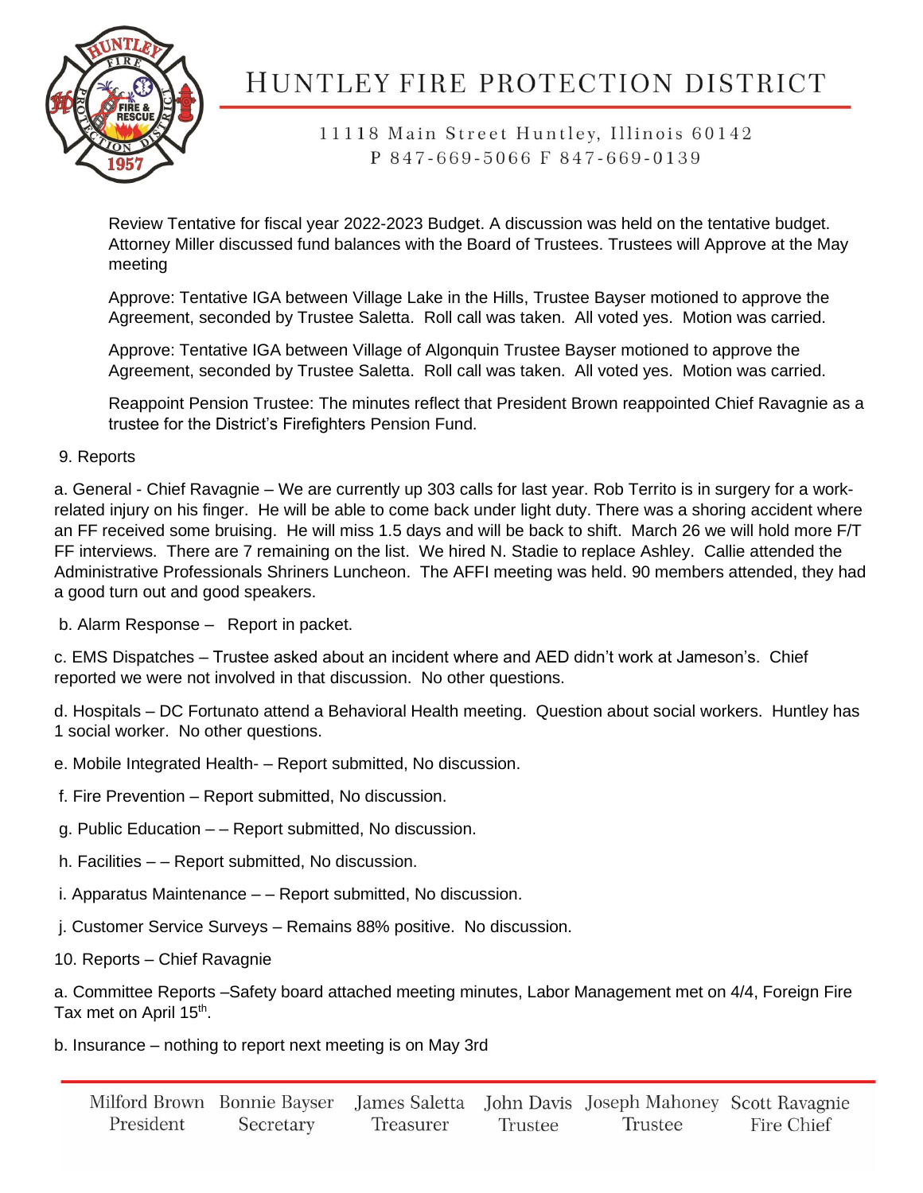Review Tentative for fiscal year 2022-2023 Budget. A discussion was held on the tentative budget. Attorney Miller discussed fund balances with the Board of Trustees. Trustees will Approve at the May meeting

Approve: Tentative IGA between Village Lake in the Hills, Trustee Bayser motioned to approve the Agreement, seconded by Trustee Saletta. Roll call was taken. All voted yes. Motion was carried.

Approve: Tentative IGA between Village of Algonquin Trustee Bayser motioned to approve the Agreement, seconded by Trustee Saletta. Roll call was taken. All voted yes. Motion was carried.

Reappoint Pension Trustee: The minutes reflect that President Brown reappointed Chief Ravagnie as a trustee for the District's Firefighters Pension Fund.

9. Reports

a. General - Chief Ravagnie – We are currently up 303 calls for last year. Rob Territo is in surgery for a work-related injury on his finger. He will be able to come back under light duty. There was a shoring accident where an FF received some bruising. He will miss 1.5 days and will be back to shift. March 26 we will hold more F/T FF interviews. There are 7 remaining on the list. We hired N. Stadie to replace Ashley. Callie attended the Administrative Professionals Shriners Luncheon. The AFFI meeting was held. 90 members attended, they had a good turn out and good speakers.

b. Alarm Response – Report in packet.

c. EMS Dispatches – Trustee asked about an incident where and AED didn't work at Jameson's. Chief reported we were not involved in that discussion. No other questions.

d. Hospitals – DC Fortunato attend a Behavioral Health meeting. Question about social workers. Huntley has 1 social worker. No other questions.

e. Mobile Integrated Health- – Report submitted, No discussion.

f. Fire Prevention – Report submitted, No discussion.

g. Public Education – – Report submitted, No discussion.

h. Facilities – – Report submitted, No discussion.

i. Apparatus Maintenance – – Report submitted, No discussion.

j. Customer Service Surveys – Remains 88% positive. No discussion.

10. Reports – Chief Ravagnie

a. Committee Reports –Safety board attached meeting minutes, Labor Management met on 4/4, Foreign Fire Tax met on April 15th.

b. Insurance – nothing to report next meeting is on May 3rd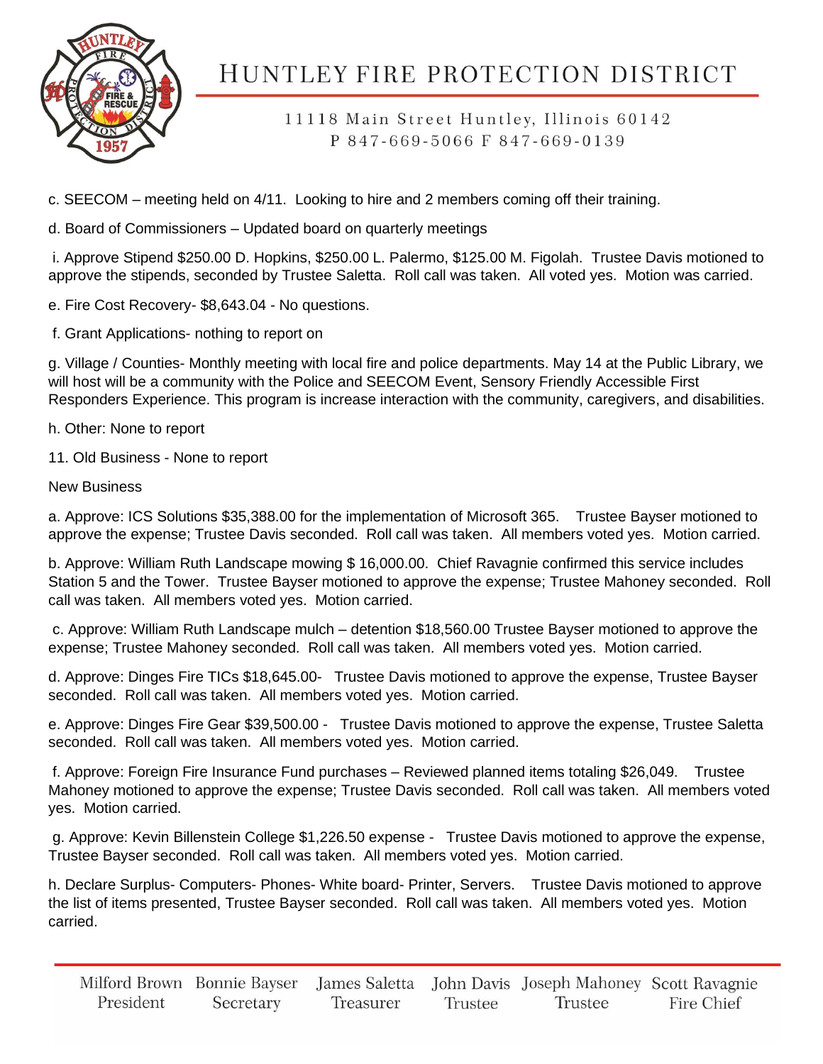c. SEECOM – meeting held on 4/11. Looking to hire and 2 members coming off their training.

d. Board of Commissioners – Updated board on quarterly meetings

i. Approve Stipend $250.00 D. Hopkins, $250.00 L. Palermo, $125.00 M. Figolah. Trustee Davis motioned to approve the stipends, seconded by Trustee Saletta. Roll call was taken. All voted yes. Motion was carried.

e. Fire Cost Recovery- $8,643.04 - No questions.

f. Grant Applications- nothing to report on

g. Village / Counties- Monthly meeting with local fire and police departments. May 14 at the Public Library, we will host will be a community with the Police and SEECOM Event, Sensory Friendly Accessible First Responders Experience. This program is increase interaction with the community, caregivers, and disabilities.

h. Other: None to report

11. Old Business - None to report

New Business

a. Approve: ICS Solutions $35,388.00 for the implementation of Microsoft 365. Trustee Bayser motioned to approve the expense; Trustee Davis seconded. Roll call was taken. All members voted yes. Motion carried.

b. Approve: William Ruth Landscape mowing $ 16,000.00. Chief Ravagnie confirmed this service includes Station 5 and the Tower. Trustee Bayser motioned to approve the expense; Trustee Mahoney seconded. Roll call was taken. All members voted yes. Motion carried.

c. Approve: William Ruth Landscape mulch – detention $18,560.00 Trustee Bayser motioned to approve the expense; Trustee Mahoney seconded. Roll call was taken. All members voted yes. Motion carried.

d. Approve: Dinges Fire TICs $18,645.00- Trustee Davis motioned to approve the expense, Trustee Bayser seconded. Roll call was taken. All members voted yes. Motion carried.

e. Approve: Dinges Fire Gear $39,500.00 - Trustee Davis motioned to approve the expense, Trustee Saletta seconded. Roll call was taken. All members voted yes. Motion carried.

f. Approve: Foreign Fire Insurance Fund purchases – Reviewed planned items totaling $26,049. Trustee Mahoney motioned to approve the expense; Trustee Davis seconded. Roll call was taken. All members voted yes. Motion carried.

g. Approve: Kevin Billenstein College $1,226.50 expense - Trustee Davis motioned to approve the expense, Trustee Bayser seconded. Roll call was taken. All members voted yes. Motion carried.

h. Declare Surplus- Computers- Phones- White board- Printer, Servers. Trustee Davis motioned to approve the list of items presented, Trustee Bayser seconded. Roll call was taken. All members voted yes. Motion carried.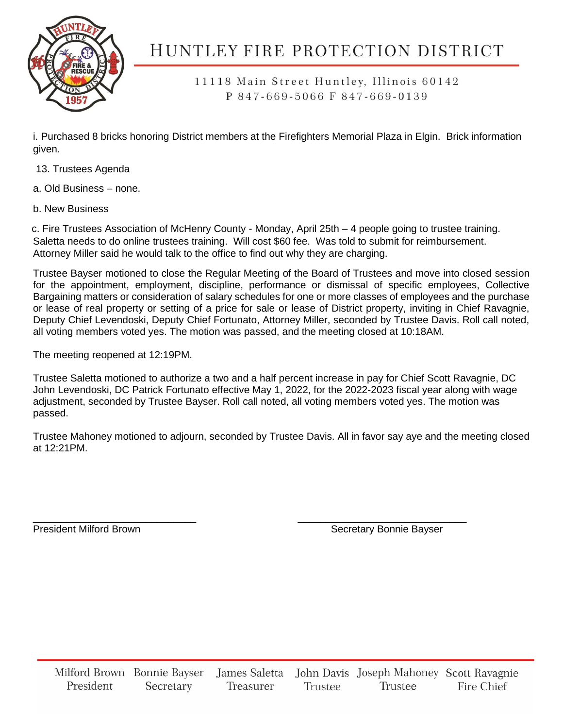i. Purchased 8 bricks honoring District members at the Firefighters Memorial Plaza in Elgin. Brick information given.

13. Trustees Agenda

a. Old Business – none.

b. New Business

c. Fire Trustees Association of McHenry County - Monday, April 25th – 4 people going to trustee training. Saletta needs to do online trustees training. Will cost $60 fee. Was told to submit for reimbursement. Attorney Miller said he would talk to the office to find out why they are charging.

Trustee Bayser motioned to close the Regular Meeting of the Board of Trustees and move into closed session for the appointment, employment, discipline, performance or dismissal of specific employees, Collective Bargaining matters or consideration of salary schedules for one or more classes of employees and the purchase or lease of real property or setting of a price for sale or lease of District property, inviting in Chief Ravagnie, Deputy Chief Levendoski, Deputy Chief Fortunato, Attorney Miller, seconded by Trustee Davis. Roll call noted, all voting members voted yes. The motion was passed, and the meeting closed at 10:18AM.

The meeting reopened at 12:19PM.

Trustee Saletta motioned to authorize a two and a half percent increase in pay for Chief Scott Ravagnie, DC John Levendoski, DC Patrick Fortunato effective May 1, 2022, for the 2022-2023 fiscal year along with wage adjustment, seconded by Trustee Bayser. Roll call noted, all voting members voted yes. The motion was passed.

Trustee Mahoney motioned to adjourn, seconded by Trustee Davis. All in favor say aye and the meeting closed at 12:21PM.

______________________________ ______________________________

President Milford Brown Secretary Bonnie Bayser